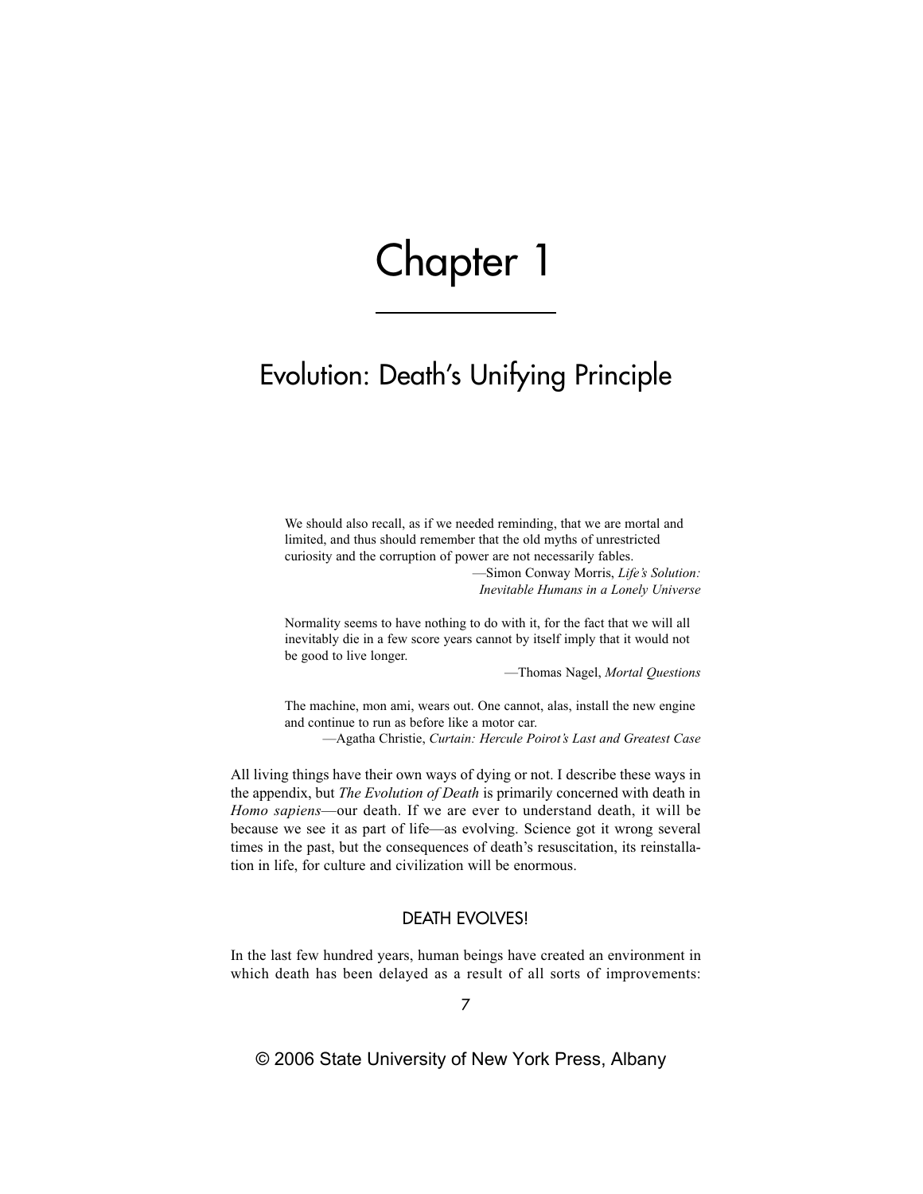# Chapter 1

## Evolution: Death's Unifying Principle

> We should also recall, as if we needed reminding, that we are mortal and limited, and thus should remember that the old myths of unrestricted curiosity and the corruption of power are not necessarily fables.
>
> —Simon Conway Morris, *Life's Solution: Inevitable Humans in a Lonely Universe*

> Normality seems to have nothing to do with it, for the fact that we will all inevitably die in a few score years cannot by itself imply that it would not be good to live longer.
>
> —Thomas Nagel, *Mortal Questions*

> The machine, mon ami, wears out. One cannot, alas, install the new engine and continue to run as before like a motor car.
>
> —Agatha Christie, *Curtain: Hercule Poirot's Last and Greatest Case*

All living things have their own ways of dying or not. I describe these ways in the appendix, but *The Evolution of Death* is primarily concerned with death in *Homo sapiens*—our death. If we are ever to understand death, it will be because we see it as part of life—as evolving. Science got it wrong several times in the past, but the consequences of death's resuscitation, its reinstallation in life, for culture and civilization will be enormous.

### DEATH EVOLVES!

In the last few hundred years, human beings have created an environment in which death has been delayed as a result of all sorts of improvements:

© 2006 State University of New York Press, Albany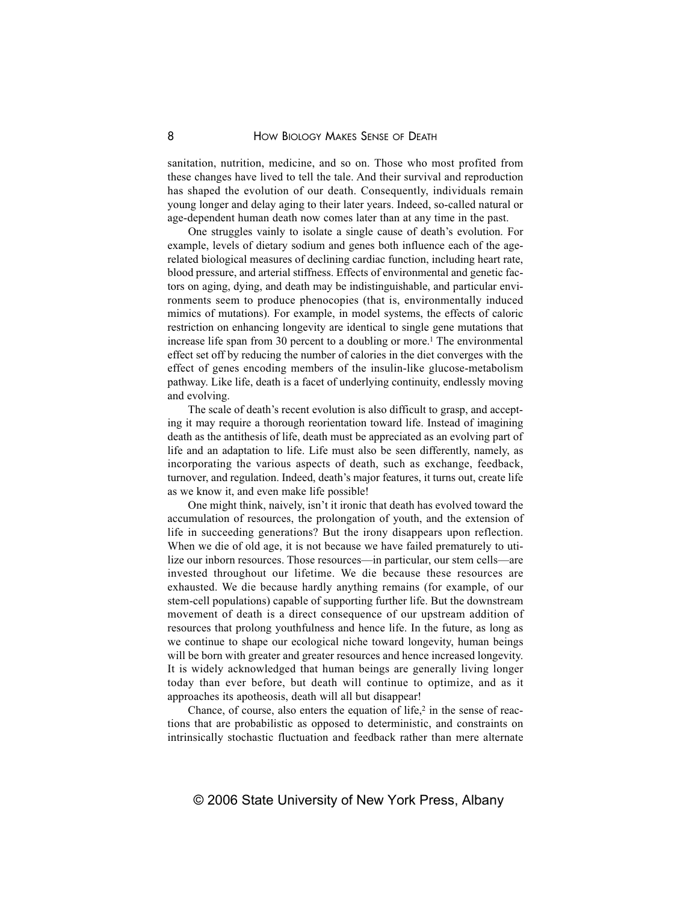sanitation, nutrition, medicine, and so on. Those who most profited from these changes have lived to tell the tale. And their survival and reproduction has shaped the evolution of our death. Consequently, individuals remain young longer and delay aging to their later years. Indeed, so-called natural or age-dependent human death now comes later than at any time in the past.

One struggles vainly to isolate a single cause of death's evolution. For example, levels of dietary sodium and genes both influence each of the age-related biological measures of declining cardiac function, including heart rate, blood pressure, and arterial stiffness. Effects of environmental and genetic factors on aging, dying, and death may be indistinguishable, and particular environments seem to produce phenocopies (that is, environmentally induced mimics of mutations). For example, in model systems, the effects of caloric restriction on enhancing longevity are identical to single gene mutations that increase life span from 30 percent to a doubling or more.[1] The environmental effect set off by reducing the number of calories in the diet converges with the effect of genes encoding members of the insulin-like glucose-metabolism pathway. Like life, death is a facet of underlying continuity, endlessly moving and evolving.

The scale of death's recent evolution is also difficult to grasp, and accepting it may require a thorough reorientation toward life. Instead of imagining death as the antithesis of life, death must be appreciated as an evolving part of life and an adaptation to life. Life must also be seen differently, namely, as incorporating the various aspects of death, such as exchange, feedback, turnover, and regulation. Indeed, death's major features, it turns out, create life as we know it, and even make life possible!

One might think, naively, isn't it ironic that death has evolved toward the accumulation of resources, the prolongation of youth, and the extension of life in succeeding generations? But the irony disappears upon reflection. When we die of old age, it is not because we have failed prematurely to utilize our inborn resources. Those resources—in particular, our stem cells—are invested throughout our lifetime. We die because these resources are exhausted. We die because hardly anything remains (for example, of our stem-cell populations) capable of supporting further life. But the downstream movement of death is a direct consequence of our upstream addition of resources that prolong youthfulness and hence life. In the future, as long as we continue to shape our ecological niche toward longevity, human beings will be born with greater and greater resources and hence increased longevity. It is widely acknowledged that human beings are generally living longer today than ever before, but death will continue to optimize, and as it approaches its apotheosis, death will all but disappear!

Chance, of course, also enters the equation of life,[2] in the sense of reactions that are probabilistic as opposed to deterministic, and constraints on intrinsically stochastic fluctuation and feedback rather than mere alternate

© 2006 State University of New York Press, Albany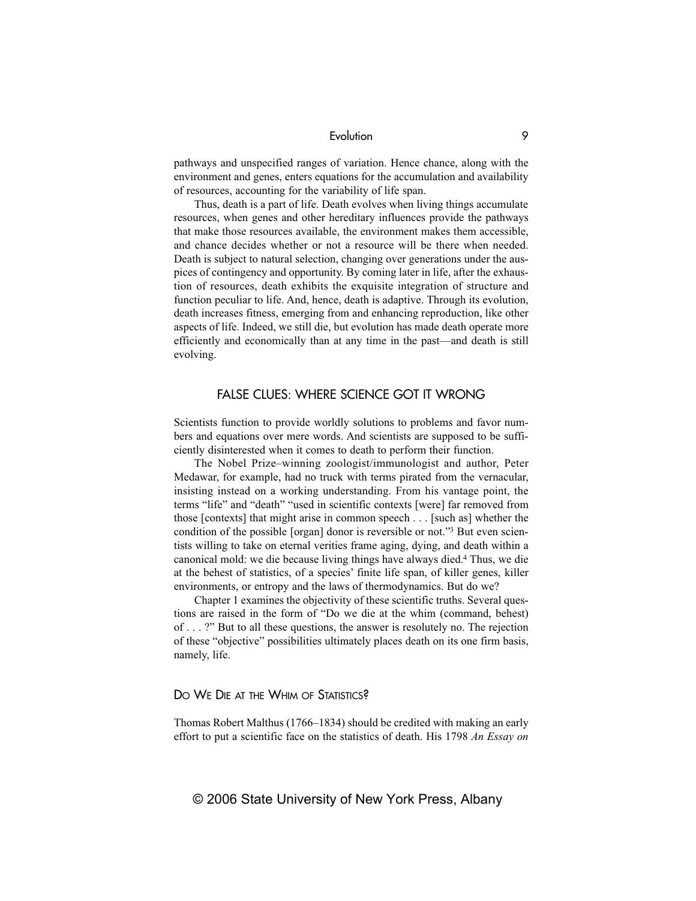pathways and unspecified ranges of variation. Hence chance, along with the environment and genes, enters equations for the accumulation and availability of resources, accounting for the variability of life span.

Thus, death is a part of life. Death evolves when living things accumulate resources, when genes and other hereditary influences provide the pathways that make those resources available, the environment makes them accessible, and chance decides whether or not a resource will be there when needed. Death is subject to natural selection, changing over generations under the auspices of contingency and opportunity. By coming later in life, after the exhaustion of resources, death exhibits the exquisite integration of structure and function peculiar to life. And, hence, death is adaptive. Through its evolution, death increases fitness, emerging from and enhancing reproduction, like other aspects of life. Indeed, we still die, but evolution has made death operate more efficiently and economically than at any time in the past—and death is still evolving.

## FALSE CLUES: WHERE SCIENCE GOT IT WRONG

Scientists function to provide worldly solutions to problems and favor numbers and equations over mere words. And scientists are supposed to be sufficiently disinterested when it comes to death to perform their function.

The Nobel Prize–winning zoologist/immunologist and author, Peter Medawar, for example, had no truck with terms pirated from the vernacular, insisting instead on a working understanding. From his vantage point, the terms "life" and "death" "used in scientific contexts [were] far removed from those [contexts] that might arise in common speech . . . [such as] whether the condition of the possible [organ] donor is reversible or not."[3] But even scientists willing to take on eternal verities frame aging, dying, and death within a canonical mold: we die because living things have always died.[4] Thus, we die at the behest of statistics, of a species' finite life span, of killer genes, killer environments, or entropy and the laws of thermodynamics. But do we?

Chapter 1 examines the objectivity of these scientific truths. Several questions are raised in the form of "Do we die at the whim (command, behest) of . . . ?" But to all these questions, the answer is resolutely no. The rejection of these "objective" possibilities ultimately places death on its one firm basis, namely, life.

### DO WE DIE AT THE WHIM OF STATISTICS?

Thomas Robert Malthus (1766–1834) should be credited with making an early effort to put a scientific face on the statistics of death. His 1798 *An Essay on*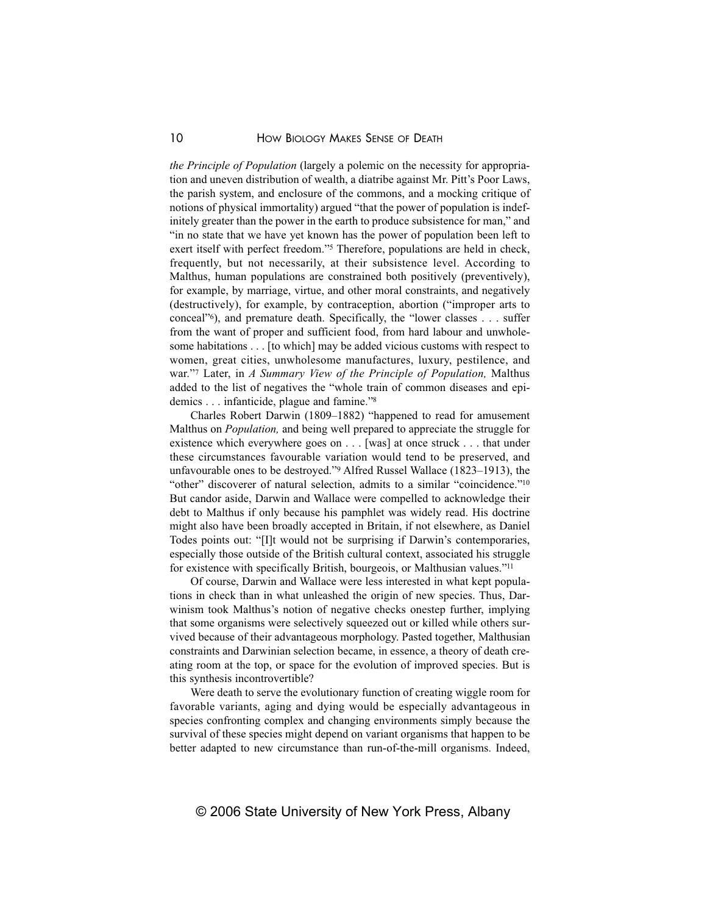*the Principle of Population* (largely a polemic on the necessity for appropriation and uneven distribution of wealth, a diatribe against Mr. Pitt's Poor Laws, the parish system, and enclosure of the commons, and a mocking critique of notions of physical immortality) argued "that the power of population is indefinitely greater than the power in the earth to produce subsistence for man," and "in no state that we have yet known has the power of population been left to exert itself with perfect freedom."[5] Therefore, populations are held in check, frequently, but not necessarily, at their subsistence level. According to Malthus, human populations are constrained both positively (preventively), for example, by marriage, virtue, and other moral constraints, and negatively (destructively), for example, by contraception, abortion ("improper arts to conceal"[6]), and premature death. Specifically, the "lower classes . . . suffer from the want of proper and sufficient food, from hard labour and unwholesome habitations . . . [to which] may be added vicious customs with respect to women, great cities, unwholesome manufactures, luxury, pestilence, and war."[7] Later, in *A Summary View of the Principle of Population,* Malthus added to the list of negatives the "whole train of common diseases and epidemics . . . infanticide, plague and famine."[8]

Charles Robert Darwin (1809–1882) "happened to read for amusement Malthus on *Population,* and being well prepared to appreciate the struggle for existence which everywhere goes on . . . [was] at once struck . . . that under these circumstances favourable variation would tend to be preserved, and unfavourable ones to be destroyed."[9] Alfred Russel Wallace (1823–1913), the "other" discoverer of natural selection, admits to a similar "coincidence."[10] But candor aside, Darwin and Wallace were compelled to acknowledge their debt to Malthus if only because his pamphlet was widely read. His doctrine might also have been broadly accepted in Britain, if not elsewhere, as Daniel Todes points out: "[I]t would not be surprising if Darwin's contemporaries, especially those outside of the British cultural context, associated his struggle for existence with specifically British, bourgeois, or Malthusian values."[11]

Of course, Darwin and Wallace were less interested in what kept populations in check than in what unleashed the origin of new species. Thus, Darwinism took Malthus's notion of negative checks onestep further, implying that some organisms were selectively squeezed out or killed while others survived because of their advantageous morphology. Pasted together, Malthusian constraints and Darwinian selection became, in essence, a theory of death creating room at the top, or space for the evolution of improved species. But is this synthesis incontrovertible?

Were death to serve the evolutionary function of creating wiggle room for favorable variants, aging and dying would be especially advantageous in species confronting complex and changing environments simply because the survival of these species might depend on variant organisms that happen to be better adapted to new circumstance than run-of-the-mill organisms. Indeed,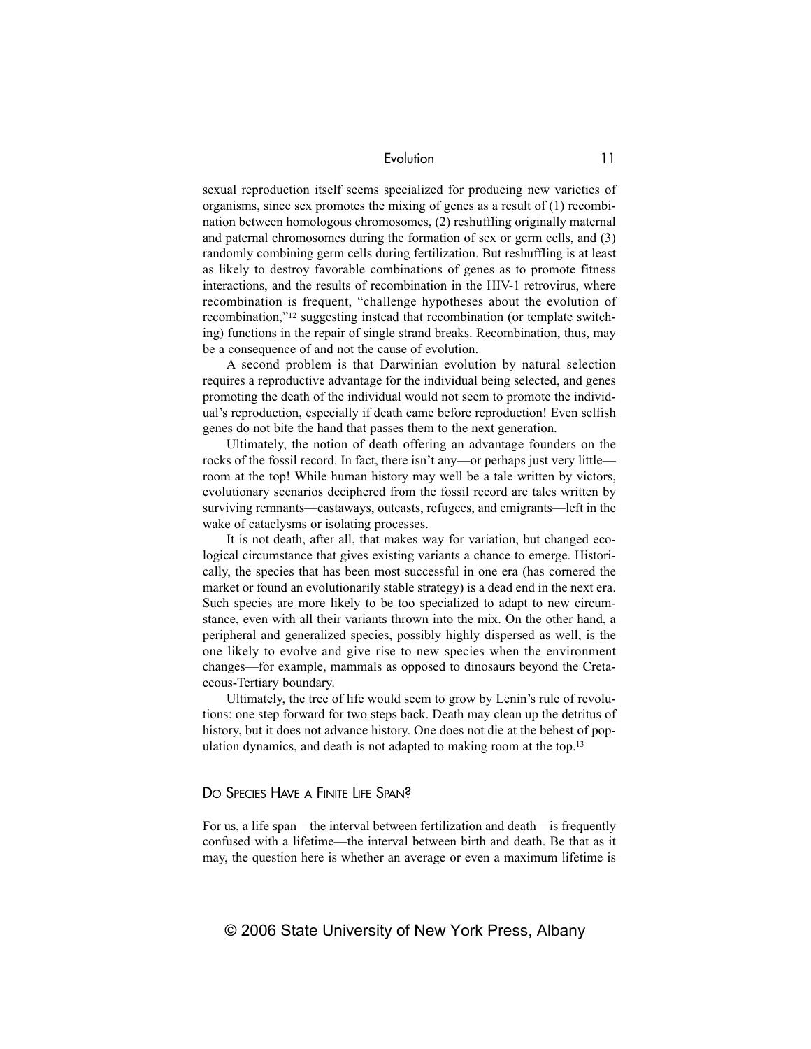sexual reproduction itself seems specialized for producing new varieties of organisms, since sex promotes the mixing of genes as a result of (1) recombination between homologous chromosomes, (2) reshuffling originally maternal and paternal chromosomes during the formation of sex or germ cells, and (3) randomly combining germ cells during fertilization. But reshuffling is at least as likely to destroy favorable combinations of genes as to promote fitness interactions, and the results of recombination in the HIV-1 retrovirus, where recombination is frequent, "challenge hypotheses about the evolution of recombination,"[12] suggesting instead that recombination (or template switching) functions in the repair of single strand breaks. Recombination, thus, may be a consequence of and not the cause of evolution.

A second problem is that Darwinian evolution by natural selection requires a reproductive advantage for the individual being selected, and genes promoting the death of the individual would not seem to promote the individual's reproduction, especially if death came before reproduction! Even selfish genes do not bite the hand that passes them to the next generation.

Ultimately, the notion of death offering an advantage founders on the rocks of the fossil record. In fact, there isn't any—or perhaps just very little—room at the top! While human history may well be a tale written by victors, evolutionary scenarios deciphered from the fossil record are tales written by surviving remnants—castaways, outcasts, refugees, and emigrants—left in the wake of cataclysms or isolating processes.

It is not death, after all, that makes way for variation, but changed ecological circumstance that gives existing variants a chance to emerge. Historically, the species that has been most successful in one era (has cornered the market or found an evolutionarily stable strategy) is a dead end in the next era. Such species are more likely to be too specialized to adapt to new circumstance, even with all their variants thrown into the mix. On the other hand, a peripheral and generalized species, possibly highly dispersed as well, is the one likely to evolve and give rise to new species when the environment changes—for example, mammals as opposed to dinosaurs beyond the Cretaceous-Tertiary boundary.

Ultimately, the tree of life would seem to grow by Lenin's rule of revolutions: one step forward for two steps back. Death may clean up the detritus of history, but it does not advance history. One does not die at the behest of population dynamics, and death is not adapted to making room at the top.[13]

## Do Species Have a Finite Life Span?

For us, a life span—the interval between fertilization and death—is frequently confused with a lifetime—the interval between birth and death. Be that as it may, the question here is whether an average or even a maximum lifetime is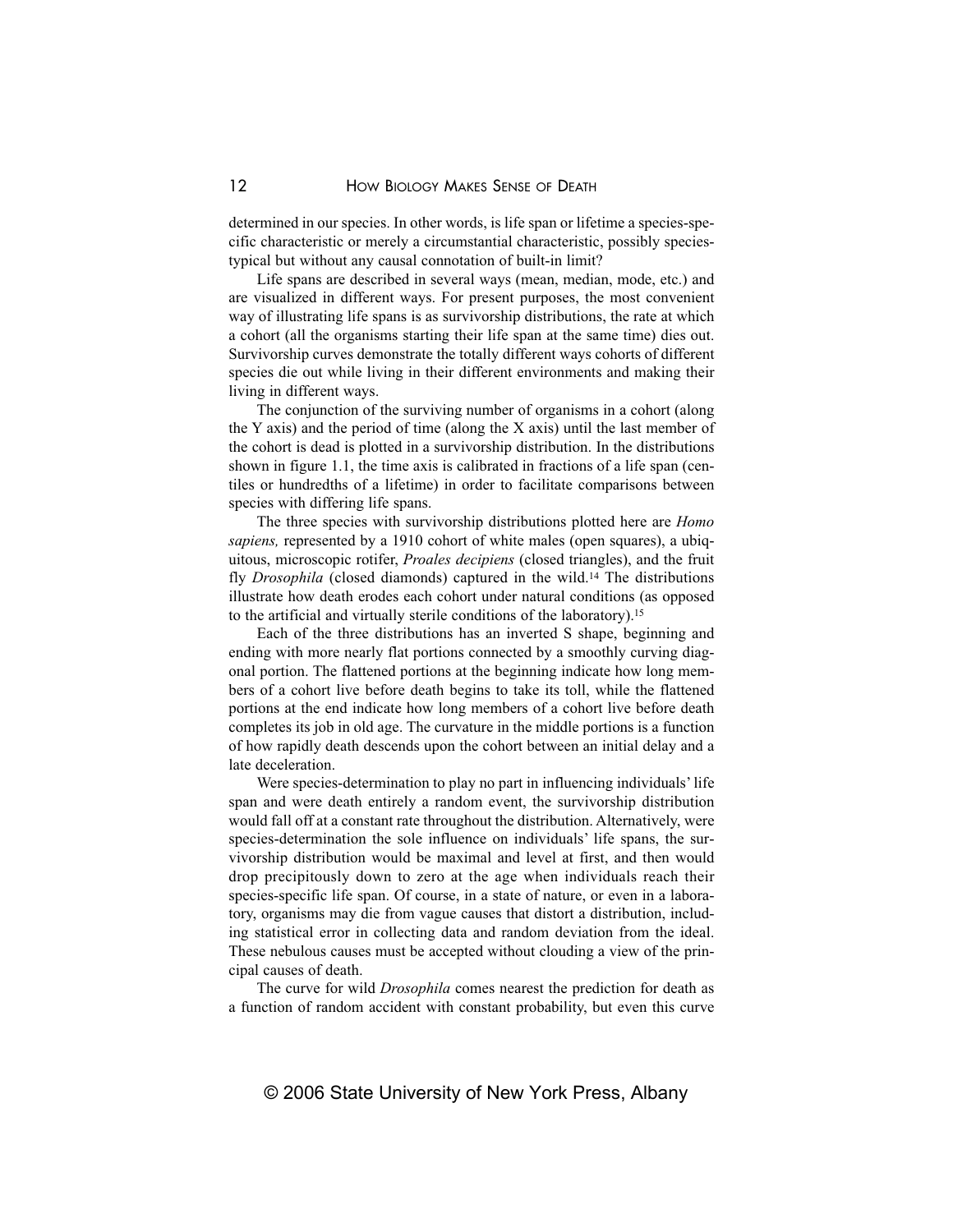determined in our species. In other words, is life span or lifetime a species-specific characteristic or merely a circumstantial characteristic, possibly species-typical but without any causal connotation of built-in limit?

Life spans are described in several ways (mean, median, mode, etc.) and are visualized in different ways. For present purposes, the most convenient way of illustrating life spans is as survivorship distributions, the rate at which a cohort (all the organisms starting their life span at the same time) dies out. Survivorship curves demonstrate the totally different ways cohorts of different species die out while living in their different environments and making their living in different ways.

The conjunction of the surviving number of organisms in a cohort (along the Y axis) and the period of time (along the X axis) until the last member of the cohort is dead is plotted in a survivorship distribution. In the distributions shown in figure 1.1, the time axis is calibrated in fractions of a life span (centiles or hundredths of a lifetime) in order to facilitate comparisons between species with differing life spans.

The three species with survivorship distributions plotted here are *Homo sapiens,* represented by a 1910 cohort of white males (open squares), a ubiquitous, microscopic rotifer, *Proales decipiens* (closed triangles), and the fruit fly *Drosophila* (closed diamonds) captured in the wild.[14] The distributions illustrate how death erodes each cohort under natural conditions (as opposed to the artificial and virtually sterile conditions of the laboratory).[15]

Each of the three distributions has an inverted S shape, beginning and ending with more nearly flat portions connected by a smoothly curving diagonal portion. The flattened portions at the beginning indicate how long members of a cohort live before death begins to take its toll, while the flattened portions at the end indicate how long members of a cohort live before death completes its job in old age. The curvature in the middle portions is a function of how rapidly death descends upon the cohort between an initial delay and a late deceleration.

Were species-determination to play no part in influencing individuals' life span and were death entirely a random event, the survivorship distribution would fall off at a constant rate throughout the distribution. Alternatively, were species-determination the sole influence on individuals' life spans, the survivorship distribution would be maximal and level at first, and then would drop precipitously down to zero at the age when individuals reach their species-specific life span. Of course, in a state of nature, or even in a laboratory, organisms may die from vague causes that distort a distribution, including statistical error in collecting data and random deviation from the ideal. These nebulous causes must be accepted without clouding a view of the principal causes of death.

The curve for wild *Drosophila* comes nearest the prediction for death as a function of random accident with constant probability, but even this curve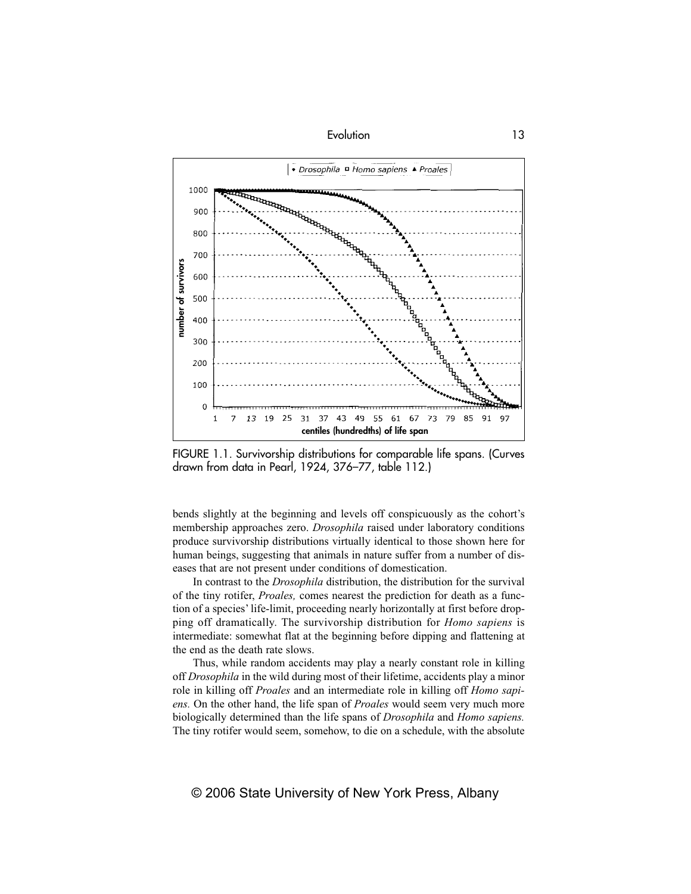FIGURE 1.1. Survivorship distributions for comparable life spans. (Curves drawn from data in Pearl, 1924, 376–77, table 112.)

bends slightly at the beginning and levels off conspicuously as the cohort's membership approaches zero. *Drosophila* raised under laboratory conditions produce survivorship distributions virtually identical to those shown here for human beings, suggesting that animals in nature suffer from a number of diseases that are not present under conditions of domestication.

In contrast to the *Drosophila* distribution, the distribution for the survival of the tiny rotifer, *Proales,* comes nearest the prediction for death as a function of a species' life-limit, proceeding nearly horizontally at first before dropping off dramatically. The survivorship distribution for *Homo sapiens* is intermediate: somewhat flat at the beginning before dipping and flattening at the end as the death rate slows.

Thus, while random accidents may play a nearly constant role in killing off *Drosophila* in the wild during most of their lifetime, accidents play a minor role in killing off *Proales* and an intermediate role in killing off *Homo sapiens.* On the other hand, the life span of *Proales* would seem very much more biologically determined than the life spans of *Drosophila* and *Homo sapiens.* The tiny rotifer would seem, somehow, to die on a schedule, with the absolute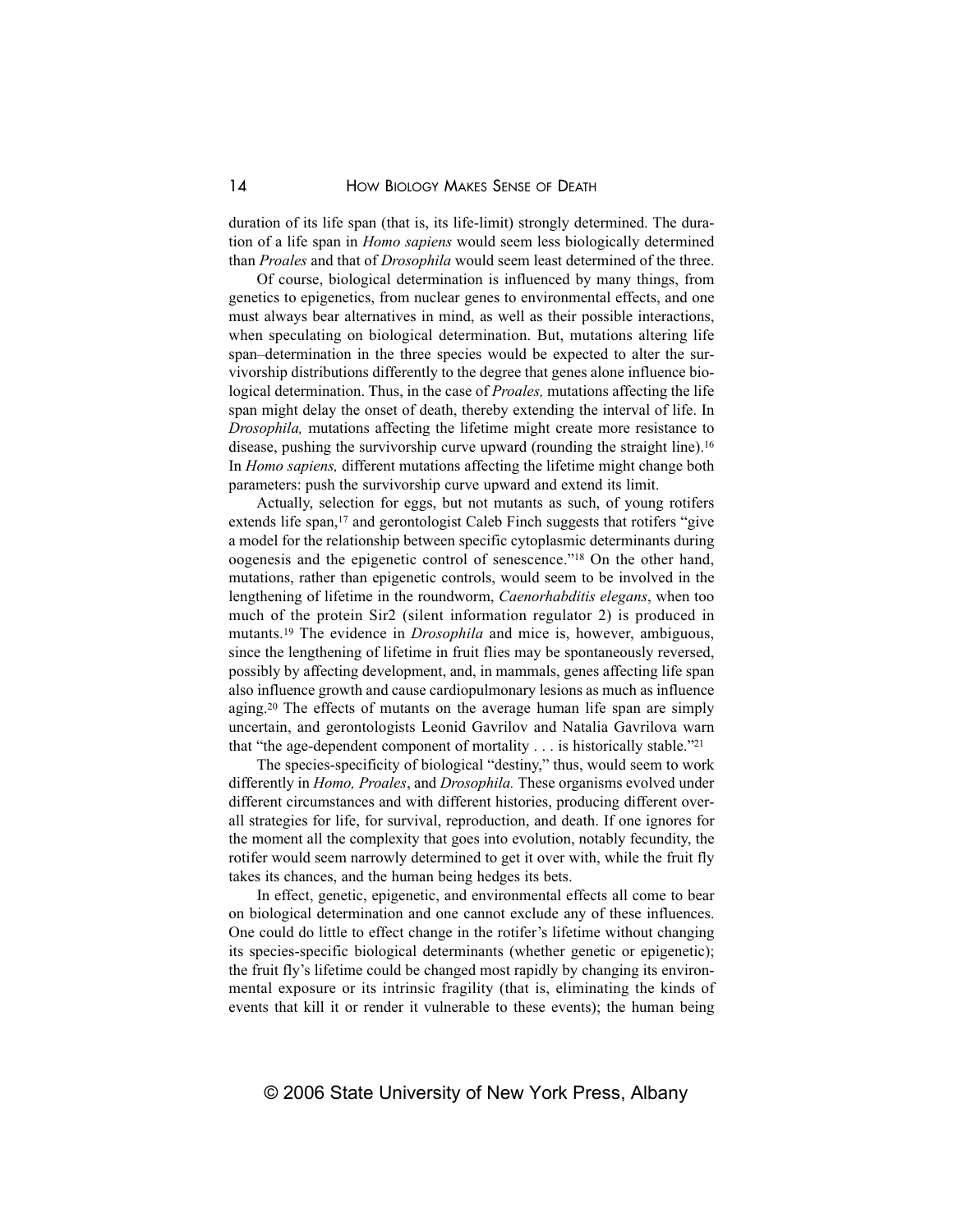duration of its life span (that is, its life-limit) strongly determined. The duration of a life span in *Homo sapiens* would seem less biologically determined than *Proales* and that of *Drosophila* would seem least determined of the three.

Of course, biological determination is influenced by many things, from genetics to epigenetics, from nuclear genes to environmental effects, and one must always bear alternatives in mind, as well as their possible interactions, when speculating on biological determination. But, mutations altering life span–determination in the three species would be expected to alter the survivorship distributions differently to the degree that genes alone influence biological determination. Thus, in the case of *Proales,* mutations affecting the life span might delay the onset of death, thereby extending the interval of life. In *Drosophila,* mutations affecting the lifetime might create more resistance to disease, pushing the survivorship curve upward (rounding the straight line).[16] In *Homo sapiens,* different mutations affecting the lifetime might change both parameters: push the survivorship curve upward and extend its limit.

Actually, selection for eggs, but not mutants as such, of young rotifers extends life span,[17] and gerontologist Caleb Finch suggests that rotifers "give a model for the relationship between specific cytoplasmic determinants during oogenesis and the epigenetic control of senescence."[18] On the other hand, mutations, rather than epigenetic controls, would seem to be involved in the lengthening of lifetime in the roundworm, *Caenorhabditis elegans*, when too much of the protein Sir2 (silent information regulator 2) is produced in mutants.[19] The evidence in *Drosophila* and mice is, however, ambiguous, since the lengthening of lifetime in fruit flies may be spontaneously reversed, possibly by affecting development, and, in mammals, genes affecting life span also influence growth and cause cardiopulmonary lesions as much as influence aging.[20] The effects of mutants on the average human life span are simply uncertain, and gerontologists Leonid Gavrilov and Natalia Gavrilova warn that "the age-dependent component of mortality . . . is historically stable."[21]

The species-specificity of biological "destiny," thus, would seem to work differently in *Homo, Proales*, and *Drosophila.* These organisms evolved under different circumstances and with different histories, producing different overall strategies for life, for survival, reproduction, and death. If one ignores for the moment all the complexity that goes into evolution, notably fecundity, the rotifer would seem narrowly determined to get it over with, while the fruit fly takes its chances, and the human being hedges its bets.

In effect, genetic, epigenetic, and environmental effects all come to bear on biological determination and one cannot exclude any of these influences. One could do little to effect change in the rotifer's lifetime without changing its species-specific biological determinants (whether genetic or epigenetic); the fruit fly's lifetime could be changed most rapidly by changing its environmental exposure or its intrinsic fragility (that is, eliminating the kinds of events that kill it or render it vulnerable to these events); the human being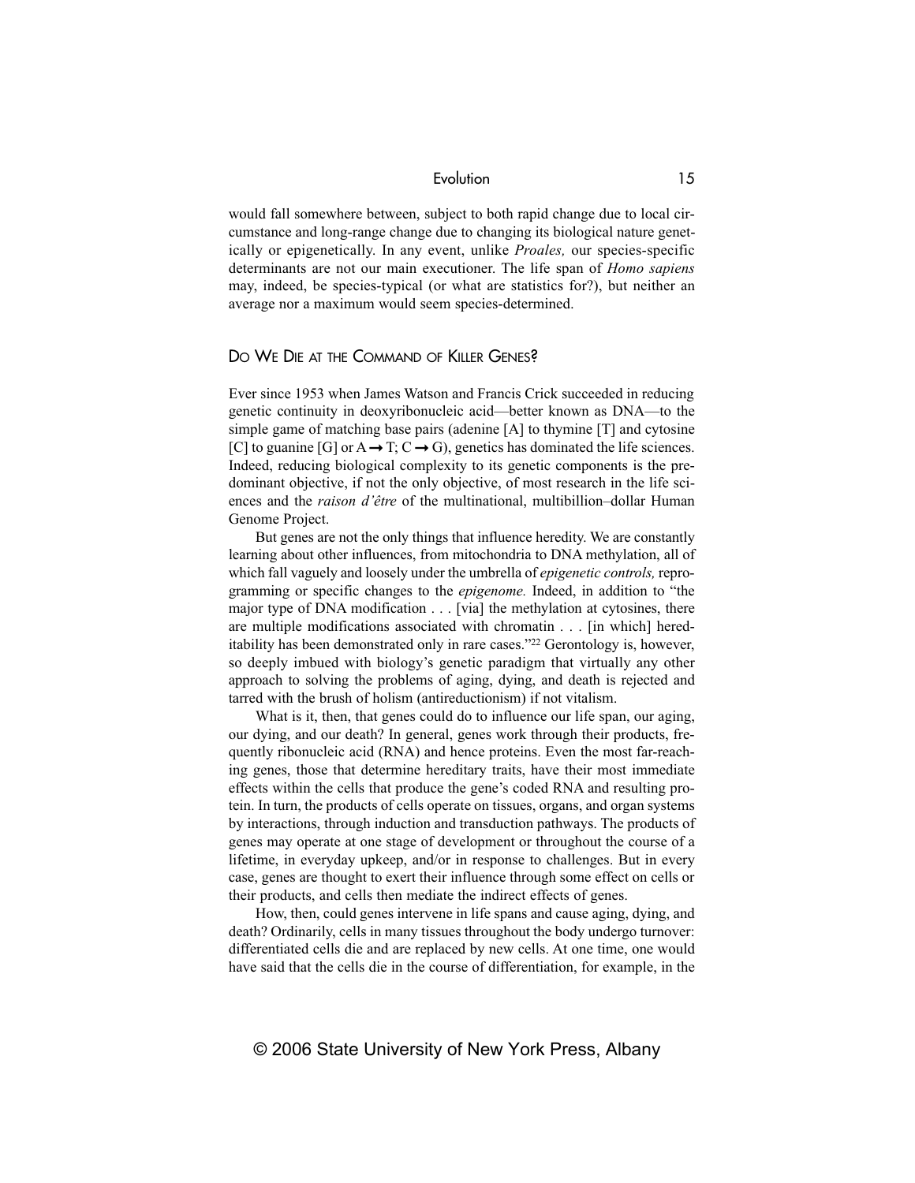would fall somewhere between, subject to both rapid change due to local circumstance and long-range change due to changing its biological nature genetically or epigenetically. In any event, unlike *Proales,* our species-specific determinants are not our main executioner. The life span of *Homo sapiens* may, indeed, be species-typical (or what are statistics for?), but neither an average nor a maximum would seem species-determined.

## Do We Die at the Command of Killer Genes?

Ever since 1953 when James Watson and Francis Crick succeeded in reducing genetic continuity in deoxyribonucleic acid—better known as DNA—to the simple game of matching base pairs (adenine [A] to thymine [T] and cytosine [C] to guanine [G] or A → T; C → G), genetics has dominated the life sciences. Indeed, reducing biological complexity to its genetic components is the predominant objective, if not the only objective, of most research in the life sciences and the *raison d'être* of the multinational, multibillion–dollar Human Genome Project.

But genes are not the only things that influence heredity. We are constantly learning about other influences, from mitochondria to DNA methylation, all of which fall vaguely and loosely under the umbrella of *epigenetic controls,* reprogramming or specific changes to the *epigenome.* Indeed, in addition to "the major type of DNA modification . . . [via] the methylation at cytosines, there are multiple modifications associated with chromatin . . . [in which] heredi­tability has been demonstrated only in rare cases."[22] Gerontology is, however, so deeply imbued with biology's genetic paradigm that virtually any other approach to solving the problems of aging, dying, and death is rejected and tarred with the brush of holism (antireductionism) if not vitalism.

What is it, then, that genes could do to influence our life span, our aging, our dying, and our death? In general, genes work through their products, frequently ribonucleic acid (RNA) and hence proteins. Even the most far-reaching genes, those that determine hereditary traits, have their most immediate effects within the cells that produce the gene's coded RNA and resulting protein. In turn, the products of cells operate on tissues, organs, and organ systems by interactions, through induction and transduction pathways. The products of genes may operate at one stage of development or throughout the course of a lifetime, in everyday upkeep, and/or in response to challenges. But in every case, genes are thought to exert their influence through some effect on cells or their products, and cells then mediate the indirect effects of genes.

How, then, could genes intervene in life spans and cause aging, dying, and death? Ordinarily, cells in many tissues throughout the body undergo turnover: differentiated cells die and are replaced by new cells. At one time, one would have said that the cells die in the course of differentiation, for example, in the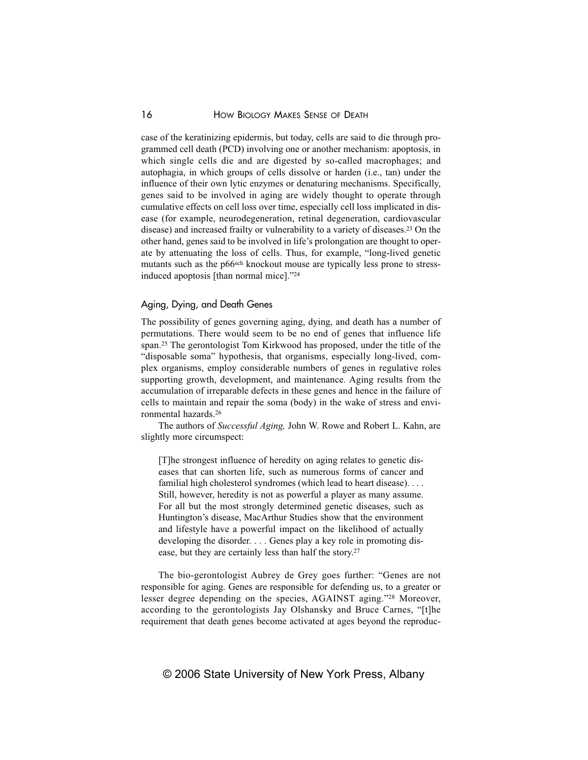case of the keratinizing epidermis, but today, cells are said to die through programmed cell death (PCD) involving one or another mechanism: apoptosis, in which single cells die and are digested by so-called macrophages; and autophagia, in which groups of cells dissolve or harden (i.e., tan) under the influence of their own lytic enzymes or denaturing mechanisms. Specifically, genes said to be involved in aging are widely thought to operate through cumulative effects on cell loss over time, especially cell loss implicated in disease (for example, neurodegeneration, retinal degeneration, cardiovascular disease) and increased frailty or vulnerability to a variety of diseases.[23] On the other hand, genes said to be involved in life's prolongation are thought to operate by attenuating the loss of cells. Thus, for example, "long-lived genetic mutants such as the p66sch knockout mouse are typically less prone to stress-induced apoptosis [than normal mice]."[24]

## Aging, Dying, and Death Genes

The possibility of genes governing aging, dying, and death has a number of permutations. There would seem to be no end of genes that influence life span.[25] The gerontologist Tom Kirkwood has proposed, under the title of the "disposable soma" hypothesis, that organisms, especially long-lived, complex organisms, employ considerable numbers of genes in regulative roles supporting growth, development, and maintenance. Aging results from the accumulation of irreparable defects in these genes and hence in the failure of cells to maintain and repair the soma (body) in the wake of stress and environmental hazards.[26]

The authors of *Successful Aging,* John W. Rowe and Robert L. Kahn, are slightly more circumspect:

> [T]he strongest influence of heredity on aging relates to genetic diseases that can shorten life, such as numerous forms of cancer and familial high cholesterol syndromes (which lead to heart disease). . . . Still, however, heredity is not as powerful a player as many assume. For all but the most strongly determined genetic diseases, such as Huntington's disease, MacArthur Studies show that the environment and lifestyle have a powerful impact on the likelihood of actually developing the disorder. . . . Genes play a key role in promoting disease, but they are certainly less than half the story.[27]

The bio-gerontologist Aubrey de Grey goes further: "Genes are not responsible for aging. Genes are responsible for defending us, to a greater or lesser degree depending on the species, AGAINST aging."[28] Moreover, according to the gerontologists Jay Olshansky and Bruce Carnes, "[t]he requirement that death genes become activated at ages beyond the reproduc-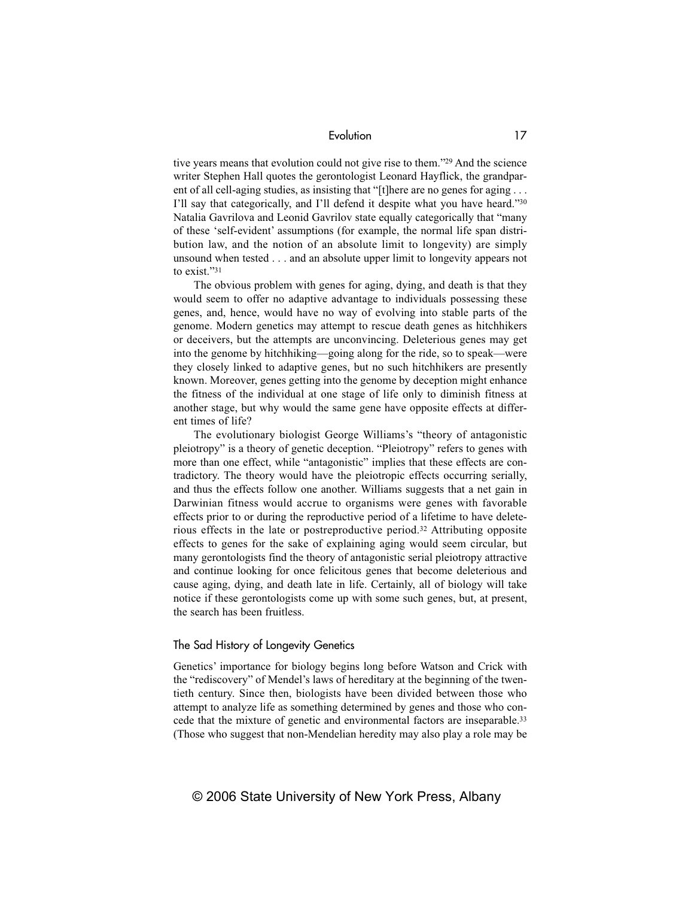tive years means that evolution could not give rise to them."[29] And the science writer Stephen Hall quotes the gerontologist Leonard Hayflick, the grandparent of all cell-aging studies, as insisting that "[t]here are no genes for aging . . . I'll say that categorically, and I'll defend it despite what you have heard."[30] Natalia Gavrilova and Leonid Gavrilov state equally categorically that "many of these 'self-evident' assumptions (for example, the normal life span distribution law, and the notion of an absolute limit to longevity) are simply unsound when tested . . . and an absolute upper limit to longevity appears not to exist."[31]

The obvious problem with genes for aging, dying, and death is that they would seem to offer no adaptive advantage to individuals possessing these genes, and, hence, would have no way of evolving into stable parts of the genome. Modern genetics may attempt to rescue death genes as hitchhikers or deceivers, but the attempts are unconvincing. Deleterious genes may get into the genome by hitchhiking—going along for the ride, so to speak—were they closely linked to adaptive genes, but no such hitchhikers are presently known. Moreover, genes getting into the genome by deception might enhance the fitness of the individual at one stage of life only to diminish fitness at another stage, but why would the same gene have opposite effects at different times of life?

The evolutionary biologist George Williams's "theory of antagonistic pleiotropy" is a theory of genetic deception. "Pleiotropy" refers to genes with more than one effect, while "antagonistic" implies that these effects are contradictory. The theory would have the pleiotropic effects occurring serially, and thus the effects follow one another. Williams suggests that a net gain in Darwinian fitness would accrue to organisms were genes with favorable effects prior to or during the reproductive period of a lifetime to have deleterious effects in the late or postreproductive period.[32] Attributing opposite effects to genes for the sake of explaining aging would seem circular, but many gerontologists find the theory of antagonistic serial pleiotropy attractive and continue looking for once felicitous genes that become deleterious and cause aging, dying, and death late in life. Certainly, all of biology will take notice if these gerontologists come up with some such genes, but, at present, the search has been fruitless.

### The Sad History of Longevity Genetics

Genetics' importance for biology begins long before Watson and Crick with the "rediscovery" of Mendel's laws of hereditary at the beginning of the twentieth century. Since then, biologists have been divided between those who attempt to analyze life as something determined by genes and those who concede that the mixture of genetic and environmental factors are inseparable.[33] (Those who suggest that non-Mendelian heredity may also play a role may be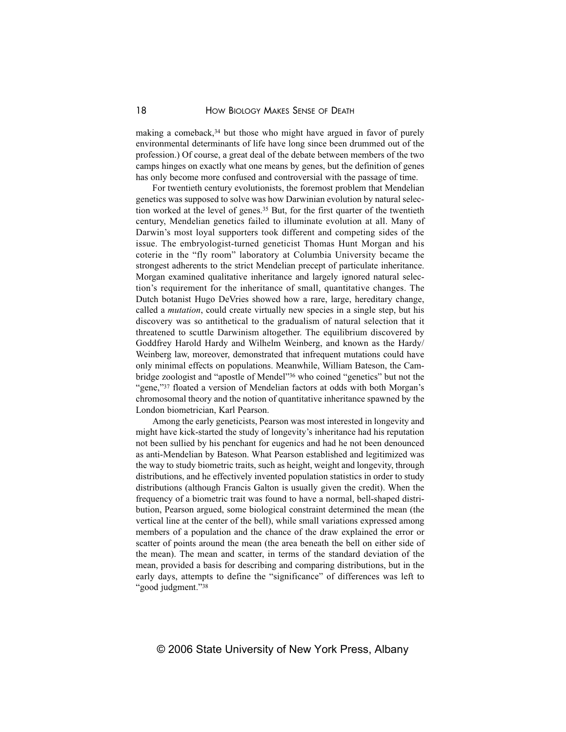making a comeback,[34] but those who might have argued in favor of purely environmental determinants of life have long since been drummed out of the profession.) Of course, a great deal of the debate between members of the two camps hinges on exactly what one means by genes, but the definition of genes has only become more confused and controversial with the passage of time.

For twentieth century evolutionists, the foremost problem that Mendelian genetics was supposed to solve was how Darwinian evolution by natural selection worked at the level of genes.[35] But, for the first quarter of the twentieth century, Mendelian genetics failed to illuminate evolution at all. Many of Darwin's most loyal supporters took different and competing sides of the issue. The embryologist-turned geneticist Thomas Hunt Morgan and his coterie in the "fly room" laboratory at Columbia University became the strongest adherents to the strict Mendelian precept of particulate inheritance. Morgan examined qualitative inheritance and largely ignored natural selection's requirement for the inheritance of small, quantitative changes. The Dutch botanist Hugo DeVries showed how a rare, large, hereditary change, called a *mutation*, could create virtually new species in a single step, but his discovery was so antithetical to the gradualism of natural selection that it threatened to scuttle Darwinism altogether. The equilibrium discovered by Goddfrey Harold Hardy and Wilhelm Weinberg, and known as the Hardy/Weinberg law, moreover, demonstrated that infrequent mutations could have only minimal effects on populations. Meanwhile, William Bateson, the Cambridge zoologist and "apostle of Mendel"[36] who coined "genetics" but not the "gene,"[37] floated a version of Mendelian factors at odds with both Morgan's chromosomal theory and the notion of quantitative inheritance spawned by the London biometrician, Karl Pearson.

Among the early geneticists, Pearson was most interested in longevity and might have kick-started the study of longevity's inheritance had his reputation not been sullied by his penchant for eugenics and had he not been denounced as anti-Mendelian by Bateson. What Pearson established and legitimized was the way to study biometric traits, such as height, weight and longevity, through distributions, and he effectively invented population statistics in order to study distributions (although Francis Galton is usually given the credit). When the frequency of a biometric trait was found to have a normal, bell-shaped distribution, Pearson argued, some biological constraint determined the mean (the vertical line at the center of the bell), while small variations expressed among members of a population and the chance of the draw explained the error or scatter of points around the mean (the area beneath the bell on either side of the mean). The mean and scatter, in terms of the standard deviation of the mean, provided a basis for describing and comparing distributions, but in the early days, attempts to define the "significance" of differences was left to "good judgment."[38]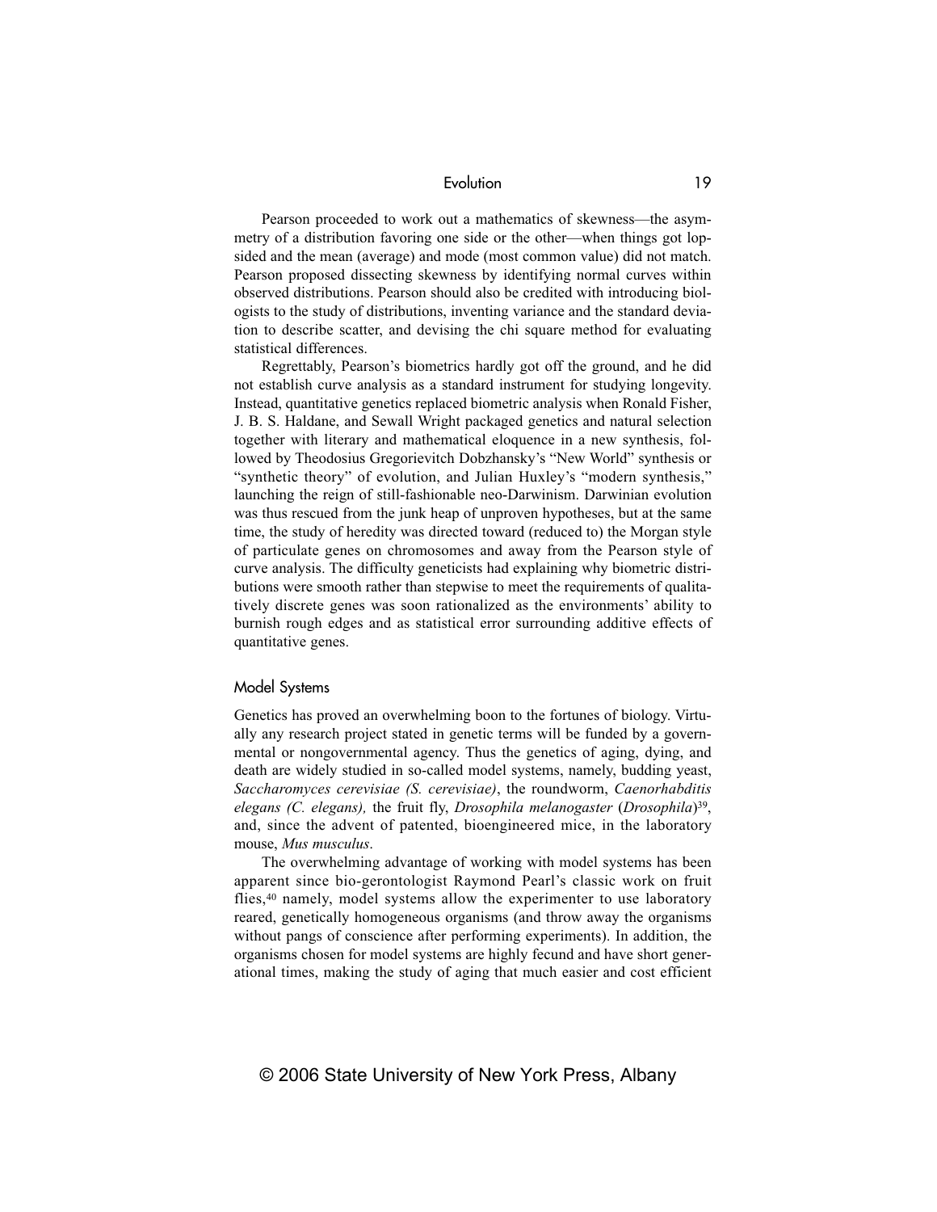Pearson proceeded to work out a mathematics of skewness—the asymmetry of a distribution favoring one side or the other—when things got lopsided and the mean (average) and mode (most common value) did not match. Pearson proposed dissecting skewness by identifying normal curves within observed distributions. Pearson should also be credited with introducing biologists to the study of distributions, inventing variance and the standard deviation to describe scatter, and devising the chi square method for evaluating statistical differences.

Regrettably, Pearson's biometrics hardly got off the ground, and he did not establish curve analysis as a standard instrument for studying longevity. Instead, quantitative genetics replaced biometric analysis when Ronald Fisher, J. B. S. Haldane, and Sewall Wright packaged genetics and natural selection together with literary and mathematical eloquence in a new synthesis, followed by Theodosius Gregorievitch Dobzhansky's "New World" synthesis or "synthetic theory" of evolution, and Julian Huxley's "modern synthesis," launching the reign of still-fashionable neo-Darwinism. Darwinian evolution was thus rescued from the junk heap of unproven hypotheses, but at the same time, the study of heredity was directed toward (reduced to) the Morgan style of particulate genes on chromosomes and away from the Pearson style of curve analysis. The difficulty geneticists had explaining why biometric distributions were smooth rather than stepwise to meet the requirements of qualitatively discrete genes was soon rationalized as the environments' ability to burnish rough edges and as statistical error surrounding additive effects of quantitative genes.

## Model Systems

Genetics has proved an overwhelming boon to the fortunes of biology. Virtually any research project stated in genetic terms will be funded by a governmental or nongovernmental agency. Thus the genetics of aging, dying, and death are widely studied in so-called model systems, namely, budding yeast, *Saccharomyces cerevisiae (S. cerevisiae)*, the roundworm, *Caenorhabditis elegans (C. elegans),* the fruit fly, *Drosophila melanogaster* (*Drosophila*)[39], and, since the advent of patented, bioengineered mice, in the laboratory mouse, *Mus musculus*.

The overwhelming advantage of working with model systems has been apparent since bio-gerontologist Raymond Pearl's classic work on fruit flies,[40] namely, model systems allow the experimenter to use laboratory reared, genetically homogeneous organisms (and throw away the organisms without pangs of conscience after performing experiments). In addition, the organisms chosen for model systems are highly fecund and have short generational times, making the study of aging that much easier and cost efficient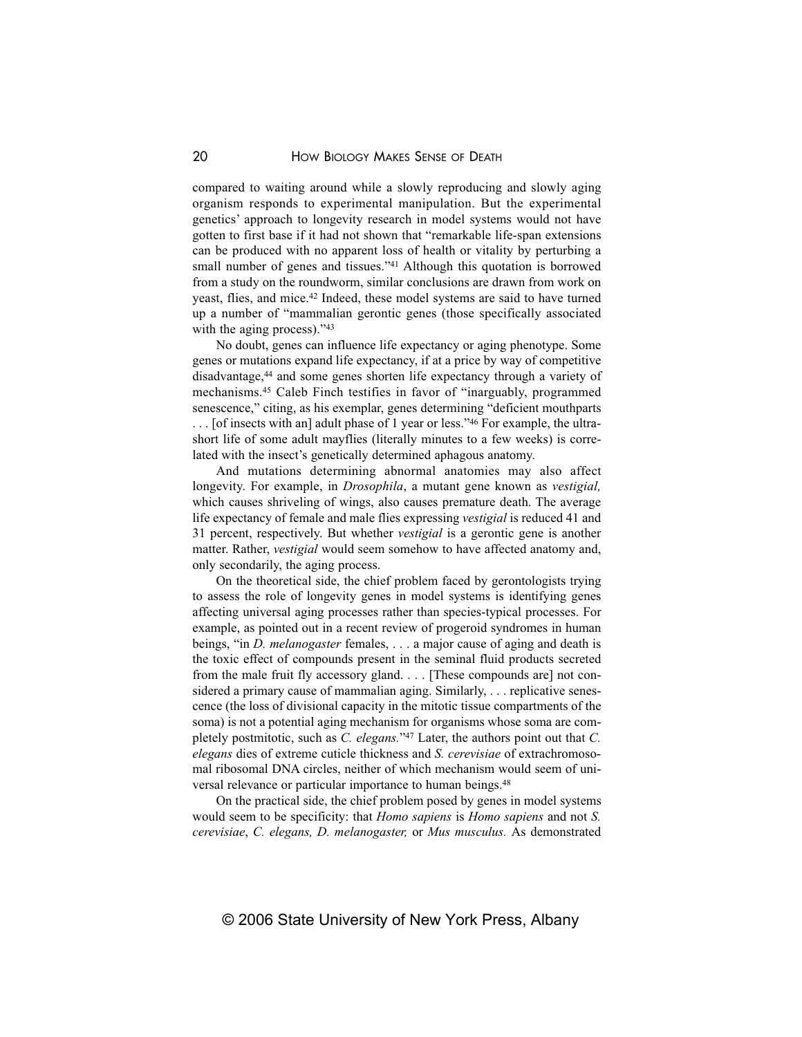compared to waiting around while a slowly reproducing and slowly aging organism responds to experimental manipulation. But the experimental genetics' approach to longevity research in model systems would not have gotten to first base if it had not shown that "remarkable life-span extensions can be produced with no apparent loss of health or vitality by perturbing a small number of genes and tissues."[41] Although this quotation is borrowed from a study on the roundworm, similar conclusions are drawn from work on yeast, flies, and mice.[42] Indeed, these model systems are said to have turned up a number of "mammalian gerontic genes (those specifically associated with the aging process)."[43]

No doubt, genes can influence life expectancy or aging phenotype. Some genes or mutations expand life expectancy, if at a price by way of competitive disadvantage,[44] and some genes shorten life expectancy through a variety of mechanisms.[45] Caleb Finch testifies in favor of "inarguably, programmed senescence," citing, as his exemplar, genes determining "deficient mouthparts . . . [of insects with an] adult phase of 1 year or less."[46] For example, the ultrashort life of some adult mayflies (literally minutes to a few weeks) is correlated with the insect's genetically determined aphagous anatomy.

And mutations determining abnormal anatomies may also affect longevity. For example, in *Drosophila*, a mutant gene known as *vestigial,* which causes shriveling of wings, also causes premature death. The average life expectancy of female and male flies expressing *vestigial* is reduced 41 and 31 percent, respectively. But whether *vestigial* is a gerontic gene is another matter. Rather, *vestigial* would seem somehow to have affected anatomy and, only secondarily, the aging process.

On the theoretical side, the chief problem faced by gerontologists trying to assess the role of longevity genes in model systems is identifying genes affecting universal aging processes rather than species-typical processes. For example, as pointed out in a recent review of progeroid syndromes in human beings, "in *D. melanogaster* females, . . . a major cause of aging and death is the toxic effect of compounds present in the seminal fluid products secreted from the male fruit fly accessory gland. . . . [These compounds are] not considered a primary cause of mammalian aging. Similarly, . . . replicative senescence (the loss of divisional capacity in the mitotic tissue compartments of the soma) is not a potential aging mechanism for organisms whose soma are completely postmitotic, such as *C. elegans.*"[47] Later, the authors point out that *C. elegans* dies of extreme cuticle thickness and *S. cerevisiae* of extrachromosomal ribosomal DNA circles, neither of which mechanism would seem of universal relevance or particular importance to human beings.[48]

On the practical side, the chief problem posed by genes in model systems would seem to be specificity: that *Homo sapiens* is *Homo sapiens* and not *S. cerevisiae*, *C. elegans, D. melanogaster,* or *Mus musculus.* As demonstrated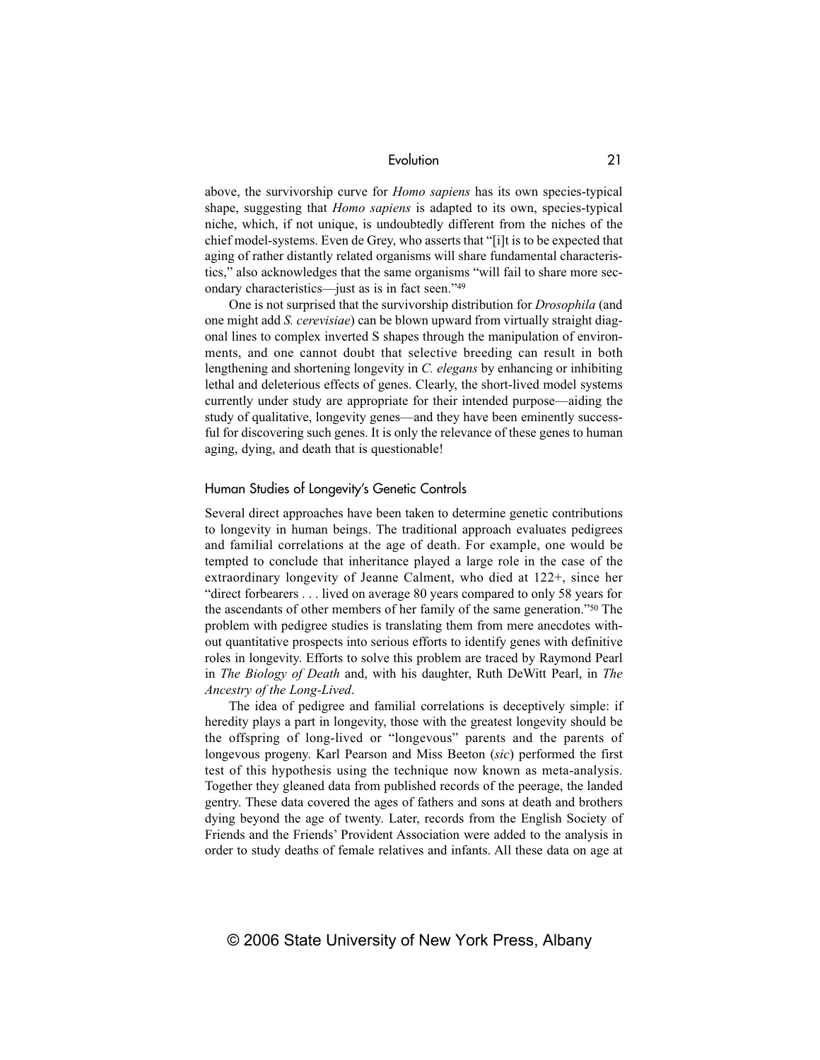above, the survivorship curve for *Homo sapiens* has its own species-typical shape, suggesting that *Homo sapiens* is adapted to its own, species-typical niche, which, if not unique, is undoubtedly different from the niches of the chief model-systems. Even de Grey, who asserts that "[i]t is to be expected that aging of rather distantly related organisms will share fundamental characteristics," also acknowledges that the same organisms "will fail to share more secondary characteristics—just as is in fact seen."[49]

One is not surprised that the survivorship distribution for *Drosophila* (and one might add *S. cerevisiae*) can be blown upward from virtually straight diagonal lines to complex inverted S shapes through the manipulation of environments, and one cannot doubt that selective breeding can result in both lengthening and shortening longevity in *C. elegans* by enhancing or inhibiting lethal and deleterious effects of genes. Clearly, the short-lived model systems currently under study are appropriate for their intended purpose—aiding the study of qualitative, longevity genes—and they have been eminently successful for discovering such genes. It is only the relevance of these genes to human aging, dying, and death that is questionable!

## Human Studies of Longevity's Genetic Controls

Several direct approaches have been taken to determine genetic contributions to longevity in human beings. The traditional approach evaluates pedigrees and familial correlations at the age of death. For example, one would be tempted to conclude that inheritance played a large role in the case of the extraordinary longevity of Jeanne Calment, who died at 122+, since her "direct forbearers . . . lived on average 80 years compared to only 58 years for the ascendants of other members of her family of the same generation."[50] The problem with pedigree studies is translating them from mere anecdotes without quantitative prospects into serious efforts to identify genes with definitive roles in longevity. Efforts to solve this problem are traced by Raymond Pearl in *The Biology of Death* and, with his daughter, Ruth DeWitt Pearl, in *The Ancestry of the Long-Lived*.

The idea of pedigree and familial correlations is deceptively simple: if heredity plays a part in longevity, those with the greatest longevity should be the offspring of long-lived or "longevous" parents and the parents of longevous progeny. Karl Pearson and Miss Beeton (*sic*) performed the first test of this hypothesis using the technique now known as meta-analysis. Together they gleaned data from published records of the peerage, the landed gentry. These data covered the ages of fathers and sons at death and brothers dying beyond the age of twenty. Later, records from the English Society of Friends and the Friends' Provident Association were added to the analysis in order to study deaths of female relatives and infants. All these data on age at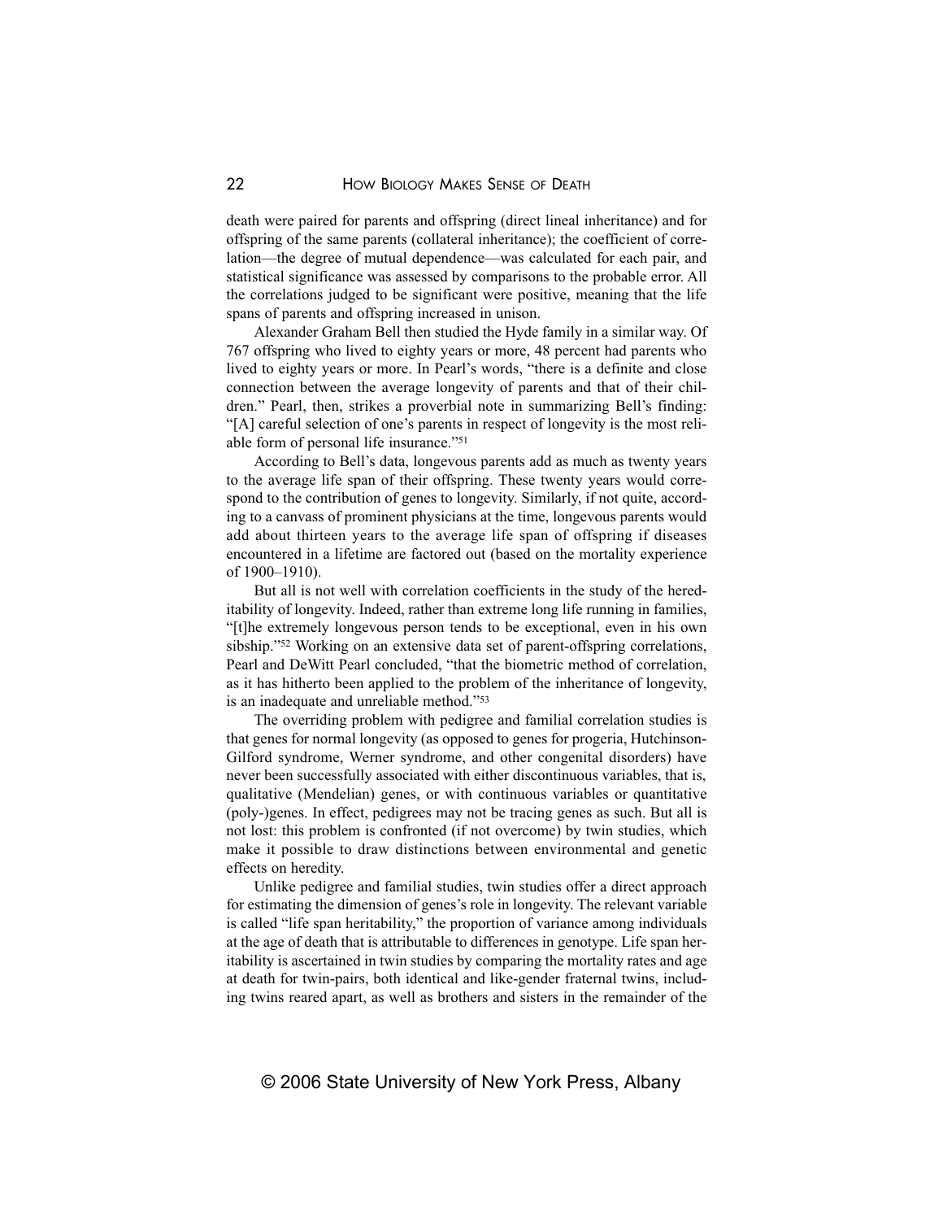death were paired for parents and offspring (direct lineal inheritance) and for offspring of the same parents (collateral inheritance); the coefficient of correlation—the degree of mutual dependence—was calculated for each pair, and statistical significance was assessed by comparisons to the probable error. All the correlations judged to be significant were positive, meaning that the life spans of parents and offspring increased in unison.

Alexander Graham Bell then studied the Hyde family in a similar way. Of 767 offspring who lived to eighty years or more, 48 percent had parents who lived to eighty years or more. In Pearl's words, "there is a definite and close connection between the average longevity of parents and that of their children." Pearl, then, strikes a proverbial note in summarizing Bell's finding: "[A] careful selection of one's parents in respect of longevity is the most reliable form of personal life insurance."[51]

According to Bell's data, longevous parents add as much as twenty years to the average life span of their offspring. These twenty years would correspond to the contribution of genes to longevity. Similarly, if not quite, according to a canvass of prominent physicians at the time, longevous parents would add about thirteen years to the average life span of offspring if diseases encountered in a lifetime are factored out (based on the mortality experience of 1900–1910).

But all is not well with correlation coefficients in the study of the heritability of longevity. Indeed, rather than extreme long life running in families, "[t]he extremely longevous person tends to be exceptional, even in his own sibship."[52] Working on an extensive data set of parent-offspring correlations, Pearl and DeWitt Pearl concluded, "that the biometric method of correlation, as it has hitherto been applied to the problem of the inheritance of longevity, is an inadequate and unreliable method."[53]

The overriding problem with pedigree and familial correlation studies is that genes for normal longevity (as opposed to genes for progeria, Hutchinson-Gilford syndrome, Werner syndrome, and other congenital disorders) have never been successfully associated with either discontinuous variables, that is, qualitative (Mendelian) genes, or with continuous variables or quantitative (poly-)genes. In effect, pedigrees may not be tracing genes as such. But all is not lost: this problem is confronted (if not overcome) by twin studies, which make it possible to draw distinctions between environmental and genetic effects on heredity.

Unlike pedigree and familial studies, twin studies offer a direct approach for estimating the dimension of genes's role in longevity. The relevant variable is called "life span heritability," the proportion of variance among individuals at the age of death that is attributable to differences in genotype. Life span heritability is ascertained in twin studies by comparing the mortality rates and age at death for twin-pairs, both identical and like-gender fraternal twins, including twins reared apart, as well as brothers and sisters in the remainder of the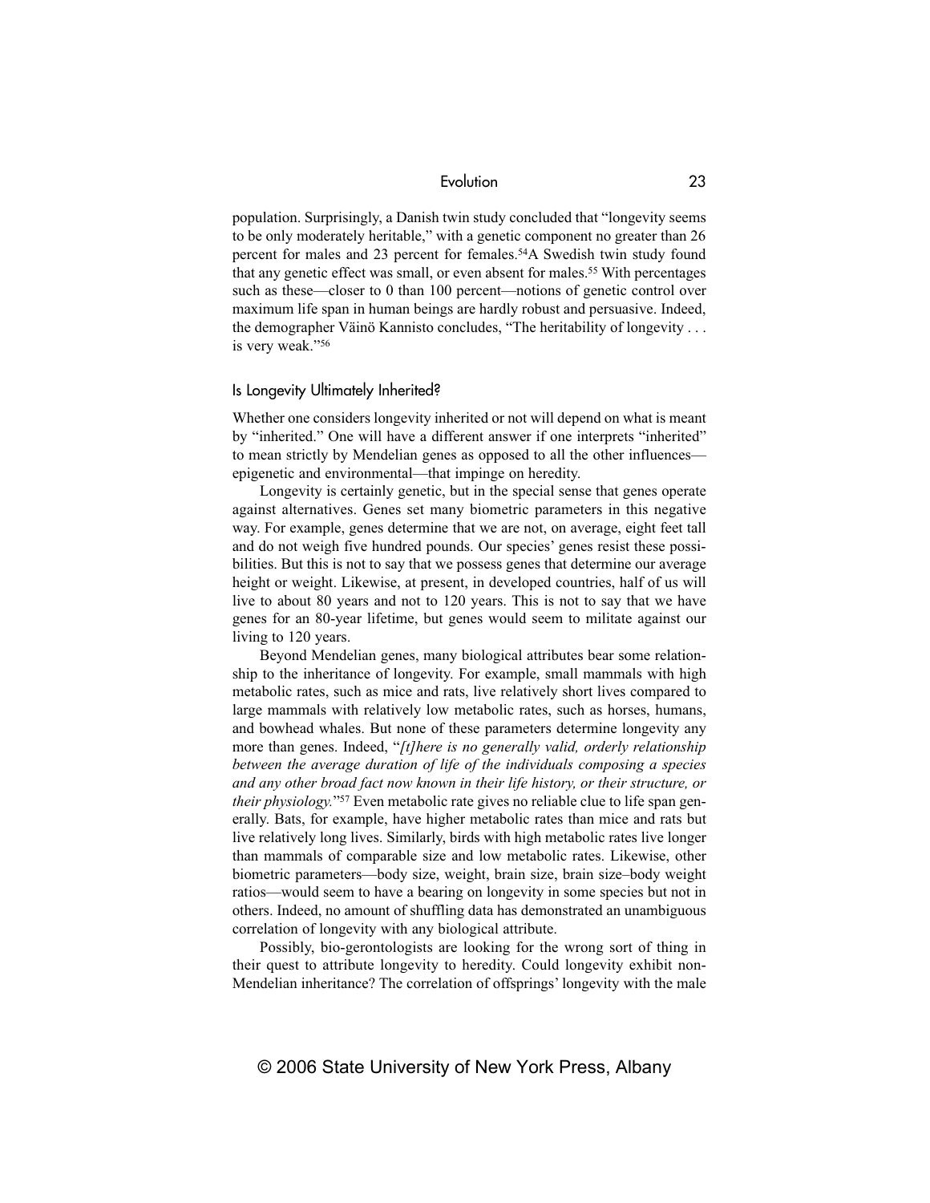population. Surprisingly, a Danish twin study concluded that "longevity seems to be only moderately heritable," with a genetic component no greater than 26 percent for males and 23 percent for females.[54] A Swedish twin study found that any genetic effect was small, or even absent for males.[55] With percentages such as these—closer to 0 than 100 percent—notions of genetic control over maximum life span in human beings are hardly robust and persuasive. Indeed, the demographer Väinö Kannisto concludes, "The heritability of longevity . . . is very weak."[56]

### Is Longevity Ultimately Inherited?

Whether one considers longevity inherited or not will depend on what is meant by "inherited." One will have a different answer if one interprets "inherited" to mean strictly by Mendelian genes as opposed to all the other influences—epigenetic and environmental—that impinge on heredity.

Longevity is certainly genetic, but in the special sense that genes operate against alternatives. Genes set many biometric parameters in this negative way. For example, genes determine that we are not, on average, eight feet tall and do not weigh five hundred pounds. Our species' genes resist these possibilities. But this is not to say that we possess genes that determine our average height or weight. Likewise, at present, in developed countries, half of us will live to about 80 years and not to 120 years. This is not to say that we have genes for an 80-year lifetime, but genes would seem to militate against our living to 120 years.

Beyond Mendelian genes, many biological attributes bear some relationship to the inheritance of longevity. For example, small mammals with high metabolic rates, such as mice and rats, live relatively short lives compared to large mammals with relatively low metabolic rates, such as horses, humans, and bowhead whales. But none of these parameters determine longevity any more than genes. Indeed, "*[t]here is no generally valid, orderly relationship between the average duration of life of the individuals composing a species and any other broad fact now known in their life history, or their structure, or their physiology.*"[57] Even metabolic rate gives no reliable clue to life span generally. Bats, for example, have higher metabolic rates than mice and rats but live relatively long lives. Similarly, birds with high metabolic rates live longer than mammals of comparable size and low metabolic rates. Likewise, other biometric parameters—body size, weight, brain size, brain size–body weight ratios—would seem to have a bearing on longevity in some species but not in others. Indeed, no amount of shuffling data has demonstrated an unambiguous correlation of longevity with any biological attribute.

Possibly, bio-gerontologists are looking for the wrong sort of thing in their quest to attribute longevity to heredity. Could longevity exhibit non-Mendelian inheritance? The correlation of offsprings' longevity with the male

© 2006 State University of New York Press, Albany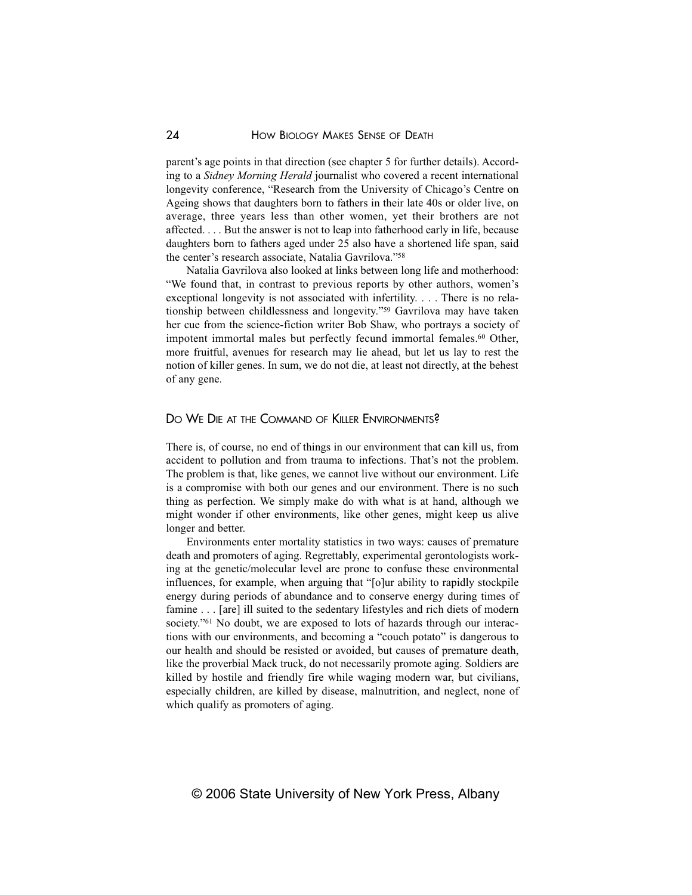parent's age points in that direction (see chapter 5 for further details). According to a *Sidney Morning Herald* journalist who covered a recent international longevity conference, "Research from the University of Chicago's Centre on Ageing shows that daughters born to fathers in their late 40s or older live, on average, three years less than other women, yet their brothers are not affected. . . . But the answer is not to leap into fatherhood early in life, because daughters born to fathers aged under 25 also have a shortened life span, said the center's research associate, Natalia Gavrilova."[58]

Natalia Gavrilova also looked at links between long life and motherhood: "We found that, in contrast to previous reports by other authors, women's exceptional longevity is not associated with infertility. . . . There is no relationship between childlessness and longevity."[59] Gavrilova may have taken her cue from the science-fiction writer Bob Shaw, who portrays a society of impotent immortal males but perfectly fecund immortal females.[60] Other, more fruitful, avenues for research may lie ahead, but let us lay to rest the notion of killer genes. In sum, we do not die, at least not directly, at the behest of any gene.

## Do We Die at the Command of Killer Environments?

There is, of course, no end of things in our environment that can kill us, from accident to pollution and from trauma to infections. That's not the problem. The problem is that, like genes, we cannot live without our environment. Life is a compromise with both our genes and our environment. There is no such thing as perfection. We simply make do with what is at hand, although we might wonder if other environments, like other genes, might keep us alive longer and better.

Environments enter mortality statistics in two ways: causes of premature death and promoters of aging. Regrettably, experimental gerontologists working at the genetic/molecular level are prone to confuse these environmental influences, for example, when arguing that "[o]ur ability to rapidly stockpile energy during periods of abundance and to conserve energy during times of famine . . . [are] ill suited to the sedentary lifestyles and rich diets of modern society."[61] No doubt, we are exposed to lots of hazards through our interactions with our environments, and becoming a "couch potato" is dangerous to our health and should be resisted or avoided, but causes of premature death, like the proverbial Mack truck, do not necessarily promote aging. Soldiers are killed by hostile and friendly fire while waging modern war, but civilians, especially children, are killed by disease, malnutrition, and neglect, none of which qualify as promoters of aging.

© 2006 State University of New York Press, Albany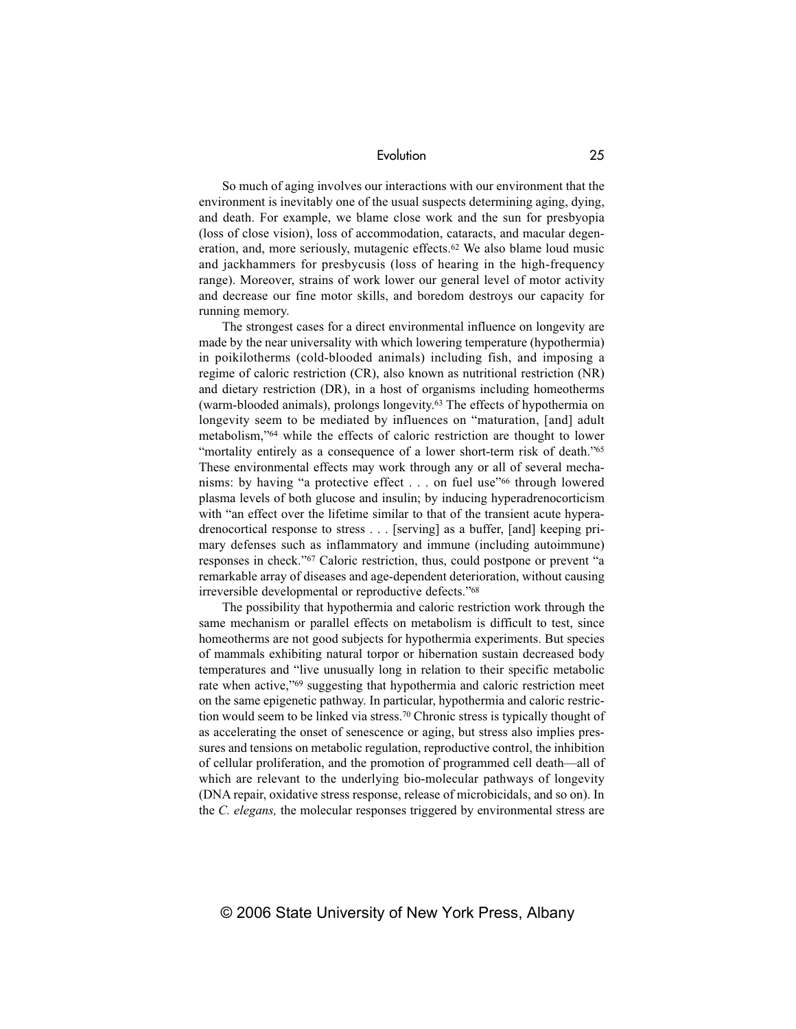So much of aging involves our interactions with our environment that the environment is inevitably one of the usual suspects determining aging, dying, and death. For example, we blame close work and the sun for presbyopia (loss of close vision), loss of accommodation, cataracts, and macular degeneration, and, more seriously, mutagenic effects.[62] We also blame loud music and jackhammers for presbycusis (loss of hearing in the high-frequency range). Moreover, strains of work lower our general level of motor activity and decrease our fine motor skills, and boredom destroys our capacity for running memory.

The strongest cases for a direct environmental influence on longevity are made by the near universality with which lowering temperature (hypothermia) in poikilotherms (cold-blooded animals) including fish, and imposing a regime of caloric restriction (CR), also known as nutritional restriction (NR) and dietary restriction (DR), in a host of organisms including homeotherms (warm-blooded animals), prolongs longevity.[63] The effects of hypothermia on longevity seem to be mediated by influences on "maturation, [and] adult metabolism,"[64] while the effects of caloric restriction are thought to lower "mortality entirely as a consequence of a lower short-term risk of death."[65] These environmental effects may work through any or all of several mechanisms: by having "a protective effect . . . on fuel use"[66] through lowered plasma levels of both glucose and insulin; by inducing hyperadrenocorticism with "an effect over the lifetime similar to that of the transient acute hyperadrenocortical response to stress . . . [serving] as a buffer, [and] keeping primary defenses such as inflammatory and immune (including autoimmune) responses in check."[67] Caloric restriction, thus, could postpone or prevent "a remarkable array of diseases and age-dependent deterioration, without causing irreversible developmental or reproductive defects."[68]

The possibility that hypothermia and caloric restriction work through the same mechanism or parallel effects on metabolism is difficult to test, since homeotherms are not good subjects for hypothermia experiments. But species of mammals exhibiting natural torpor or hibernation sustain decreased body temperatures and "live unusually long in relation to their specific metabolic rate when active,"[69] suggesting that hypothermia and caloric restriction meet on the same epigenetic pathway. In particular, hypothermia and caloric restriction would seem to be linked via stress.[70] Chronic stress is typically thought of as accelerating the onset of senescence or aging, but stress also implies pressures and tensions on metabolic regulation, reproductive control, the inhibition of cellular proliferation, and the promotion of programmed cell death—all of which are relevant to the underlying bio-molecular pathways of longevity (DNA repair, oxidative stress response, release of microbicidals, and so on). In the *C. elegans,* the molecular responses triggered by environmental stress are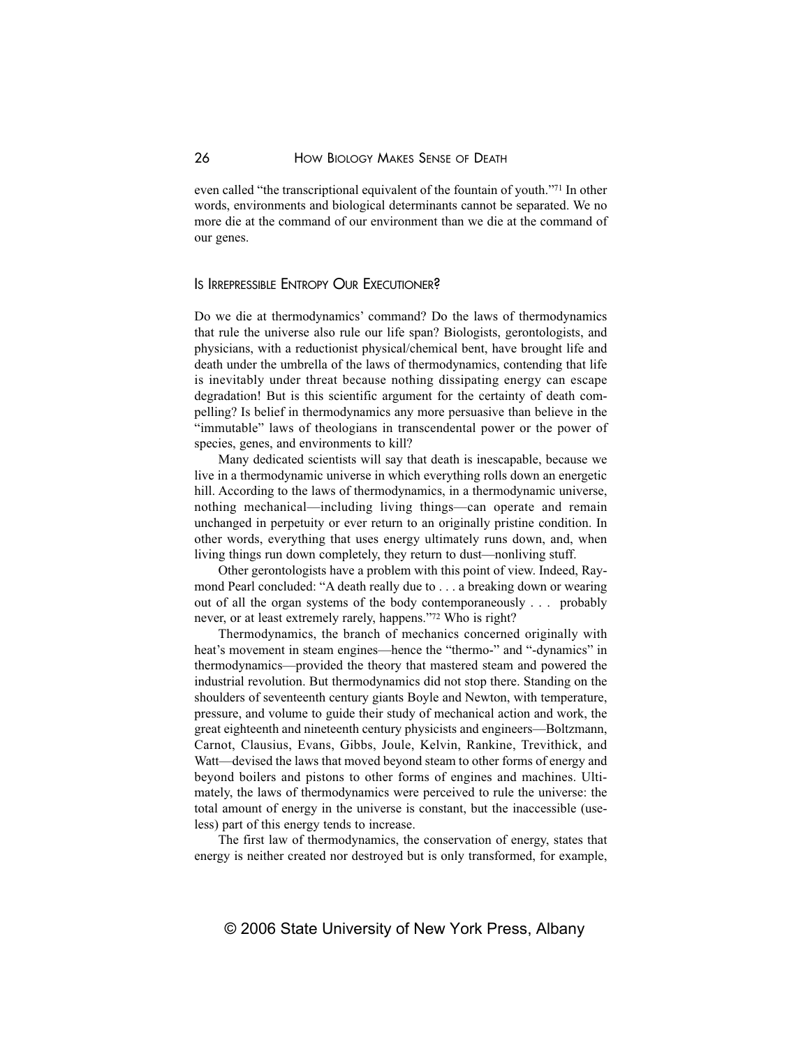even called "the transcriptional equivalent of the fountain of youth."[71] In other words, environments and biological determinants cannot be separated. We no more die at the command of our environment than we die at the command of our genes.

## Is Irrepressible Entropy Our Executioner?

Do we die at thermodynamics' command? Do the laws of thermodynamics that rule the universe also rule our life span? Biologists, gerontologists, and physicians, with a reductionist physical/chemical bent, have brought life and death under the umbrella of the laws of thermodynamics, contending that life is inevitably under threat because nothing dissipating energy can escape degradation! But is this scientific argument for the certainty of death compelling? Is belief in thermodynamics any more persuasive than believe in the "immutable" laws of theologians in transcendental power or the power of species, genes, and environments to kill?

Many dedicated scientists will say that death is inescapable, because we live in a thermodynamic universe in which everything rolls down an energetic hill. According to the laws of thermodynamics, in a thermodynamic universe, nothing mechanical—including living things—can operate and remain unchanged in perpetuity or ever return to an originally pristine condition. In other words, everything that uses energy ultimately runs down, and, when living things run down completely, they return to dust—nonliving stuff.

Other gerontologists have a problem with this point of view. Indeed, Raymond Pearl concluded: "A death really due to . . . a breaking down or wearing out of all the organ systems of the body contemporaneously . . . probably never, or at least extremely rarely, happens."[72] Who is right?

Thermodynamics, the branch of mechanics concerned originally with heat's movement in steam engines—hence the "thermo-" and "-dynamics" in thermodynamics—provided the theory that mastered steam and powered the industrial revolution. But thermodynamics did not stop there. Standing on the shoulders of seventeenth century giants Boyle and Newton, with temperature, pressure, and volume to guide their study of mechanical action and work, the great eighteenth and nineteenth century physicists and engineers—Boltzmann, Carnot, Clausius, Evans, Gibbs, Joule, Kelvin, Rankine, Trevithick, and Watt—devised the laws that moved beyond steam to other forms of energy and beyond boilers and pistons to other forms of engines and machines. Ultimately, the laws of thermodynamics were perceived to rule the universe: the total amount of energy in the universe is constant, but the inaccessible (useless) part of this energy tends to increase.

The first law of thermodynamics, the conservation of energy, states that energy is neither created nor destroyed but is only transformed, for example,